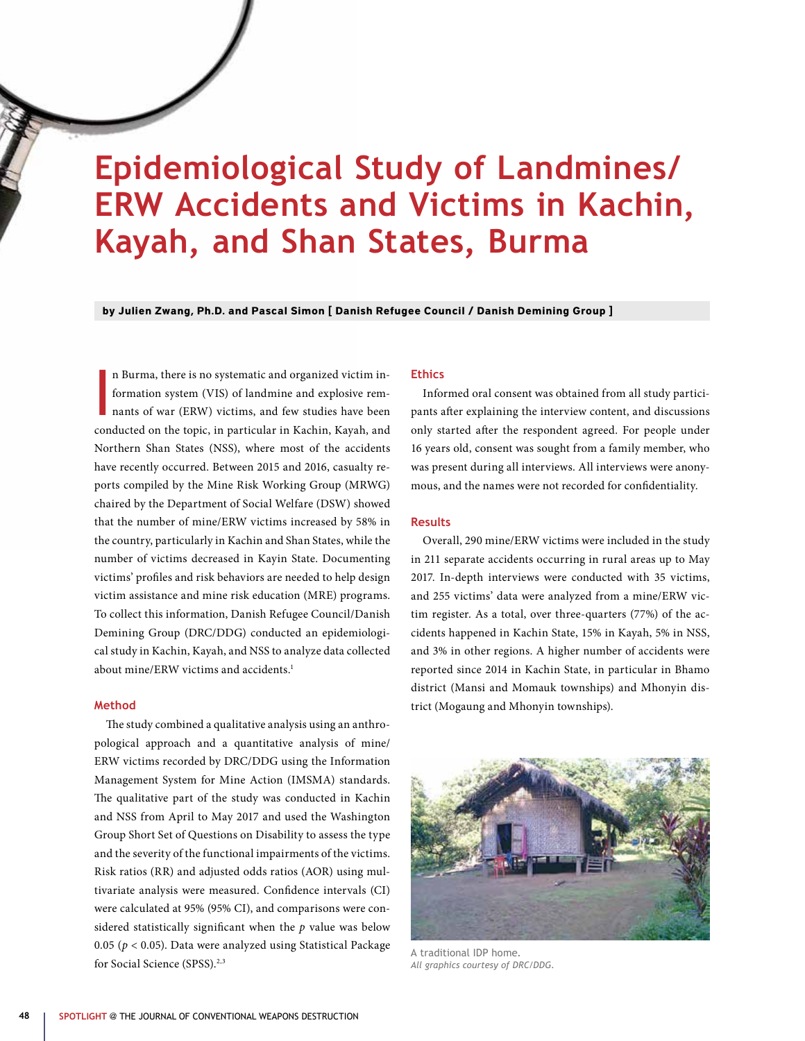# Epidemiological Study of Landmines/ERW Accidents and Victims in Kachin, Kayah, and Shan States, Burma

**by Julien Zwang, Ph.D. and Pascal Simon [ Danish Refugee Council / Danish Demining Group ]**

In Burma, there is no systematic and organized victim information system (VIS) of landmine and explosive remnants of war (ERW) victims, and few studies have been conducted on the topic, in particular in Kachin, Kayah, and Northern Shan States (NSS), where most of the accidents have recently occurred. Between 2015 and 2016, casualty reports compiled by the Mine Risk Working Group (MRWG) chaired by the Department of Social Welfare (DSW) showed that the number of mine/ERW victims increased by 58% in the country, particularly in Kachin and Shan States, while the number of victims decreased in Kayin State. Documenting victims' profiles and risk behaviors are needed to help design victim assistance and mine risk education (MRE) programs. To collect this information, Danish Refugee Council/Danish Demining Group (DRC/DDG) conducted an epidemiological study in Kachin, Kayah, and NSS to analyze data collected about mine/ERW victims and accidents.[1]

## Method

The study combined a qualitative analysis using an anthropological approach and a quantitative analysis of mine/ERW victims recorded by DRC/DDG using the Information Management System for Mine Action (IMSMA) standards. The qualitative part of the study was conducted in Kachin and NSS from April to May 2017 and used the Washington Group Short Set of Questions on Disability to assess the type and the severity of the functional impairments of the victims. Risk ratios (RR) and adjusted odds ratios (AOR) using multivariate analysis were measured. Confidence intervals (CI) were calculated at 95% (95% CI), and comparisons were considered statistically significant when the *p* value was below 0.05 ($p < 0.05$). Data were analyzed using Statistical Package for Social Science (SPSS).[2,3]

## Ethics

Informed oral consent was obtained from all study participants after explaining the interview content, and discussions only started after the respondent agreed. For people under 16 years old, consent was sought from a family member, who was present during all interviews. All interviews were anonymous, and the names were not recorded for confidentiality.

## Results

Overall, 290 mine/ERW victims were included in the study in 211 separate accidents occurring in rural areas up to May 2017. In-depth interviews were conducted with 35 victims, and 255 victims' data were analyzed from a mine/ERW victim register. As a total, over three-quarters (77%) of the accidents happened in Kachin State, 15% in Kayah, 5% in NSS, and 3% in other regions. A higher number of accidents were reported since 2014 in Kachin State, in particular in Bhamo district (Mansi and Momauk townships) and Mhonyin district (Mogaung and Mhonyin townships).

A traditional IDP home.
*All graphics courtesy of DRC/DDG.*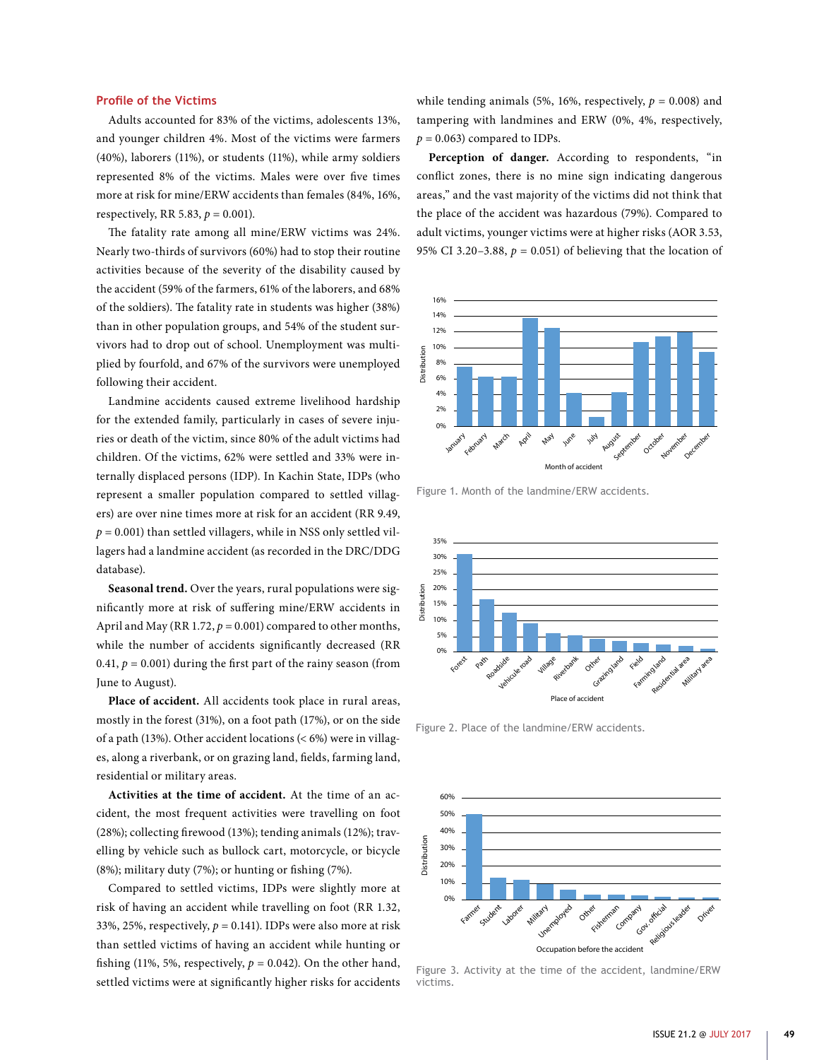### Profile of the Victims

Adults accounted for 83% of the victims, adolescents 13%, and younger children 4%. Most of the victims were farmers (40%), laborers (11%), or students (11%), while army soldiers represented 8% of the victims. Males were over five times more at risk for mine/ERW accidents than females (84%, 16%, respectively, RR 5.83, $p$ = 0.001).

The fatality rate among all mine/ERW victims was 24%. Nearly two-thirds of survivors (60%) had to stop their routine activities because of the severity of the disability caused by the accident (59% of the farmers, 61% of the laborers, and 68% of the soldiers). The fatality rate in students was higher (38%) than in other population groups, and 54% of the student survivors had to drop out of school. Unemployment was multiplied by fourfold, and 67% of the survivors were unemployed following their accident.

Landmine accidents caused extreme livelihood hardship for the extended family, particularly in cases of severe injuries or death of the victim, since 80% of the adult victims had children. Of the victims, 62% were settled and 33% were internally displaced persons (IDP). In Kachin State, IDPs (who represent a smaller population compared to settled villagers) are over nine times more at risk for an accident (RR 9.49, $p$ = 0.001) than settled villagers, while in NSS only settled villagers had a landmine accident (as recorded in the DRC/DDG database).

**Seasonal trend.** Over the years, rural populations were significantly more at risk of suffering mine/ERW accidents in April and May (RR 1.72, $p$ = 0.001) compared to other months, while the number of accidents significantly decreased (RR 0.41, $p$ = 0.001) during the first part of the rainy season (from June to August).

**Place of accident.** All accidents took place in rural areas, mostly in the forest (31%), on a foot path (17%), or on the side of a path (13%). Other accident locations (< 6%) were in villages, along a riverbank, or on grazing land, fields, farming land, residential or military areas.

**Activities at the time of accident.** At the time of an accident, the most frequent activities were travelling on foot (28%); collecting firewood (13%); tending animals (12%); travelling by vehicle such as bullock cart, motorcycle, or bicycle (8%); military duty (7%); or hunting or fishing (7%).

Compared to settled victims, IDPs were slightly more at risk of having an accident while travelling on foot (RR 1.32, 33%, 25%, respectively, $p$ = 0.141). IDPs were also more at risk than settled victims of having an accident while hunting or fishing (11%, 5%, respectively, $p$ = 0.042). On the other hand, settled victims were at significantly higher risks for accidents while tending animals (5%, 16%, respectively, $p$ = 0.008) and tampering with landmines and ERW (0%, 4%, respectively, $p$ = 0.063) compared to IDPs.

**Perception of danger.** According to respondents, "in conflict zones, there is no mine sign indicating dangerous areas," and the vast majority of the victims did not think that the place of the accident was hazardous (79%). Compared to adult victims, younger victims were at higher risks (AOR 3.53, 95% CI 3.20–3.88, $p$ = 0.051) of believing that the location of

Figure 1. Month of the landmine/ERW accidents.

Figure 2. Place of the landmine/ERW accidents.

Figure 3. Activity at the time of the accident, landmine/ERW victims.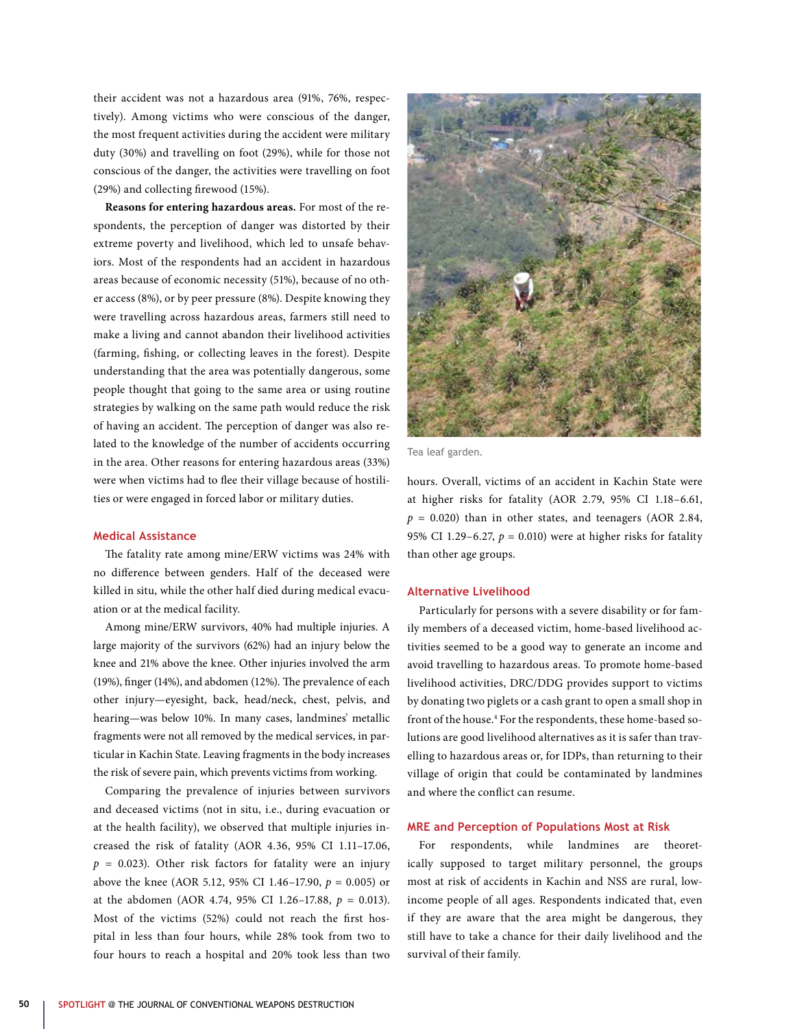their accident was not a hazardous area (91%, 76%, respectively). Among victims who were conscious of the danger, the most frequent activities during the accident were military duty (30%) and travelling on foot (29%), while for those not conscious of the danger, the activities were travelling on foot (29%) and collecting firewood (15%).

**Reasons for entering hazardous areas.** For most of the respondents, the perception of danger was distorted by their extreme poverty and livelihood, which led to unsafe behaviors. Most of the respondents had an accident in hazardous areas because of economic necessity (51%), because of no other access (8%), or by peer pressure (8%). Despite knowing they were travelling across hazardous areas, farmers still need to make a living and cannot abandon their livelihood activities (farming, fishing, or collecting leaves in the forest). Despite understanding that the area was potentially dangerous, some people thought that going to the same area or using routine strategies by walking on the same path would reduce the risk of having an accident. The perception of danger was also related to the knowledge of the number of accidents occurring in the area. Other reasons for entering hazardous areas (33%) were when victims had to flee their village because of hostilities or were engaged in forced labor or military duties.

## Medical Assistance

The fatality rate among mine/ERW victims was 24% with no difference between genders. Half of the deceased were killed in situ, while the other half died during medical evacuation or at the medical facility.

Among mine/ERW survivors, 40% had multiple injuries. A large majority of the survivors (62%) had an injury below the knee and 21% above the knee. Other injuries involved the arm (19%), finger (14%), and abdomen (12%). The prevalence of each other injury—eyesight, back, head/neck, chest, pelvis, and hearing—was below 10%. In many cases, landmines' metallic fragments were not all removed by the medical services, in particular in Kachin State. Leaving fragments in the body increases the risk of severe pain, which prevents victims from working.

Comparing the prevalence of injuries between survivors and deceased victims (not in situ, i.e., during evacuation or at the health facility), we observed that multiple injuries increased the risk of fatality (AOR 4.36, 95% CI 1.11–17.06, $p = 0.023$). Other risk factors for fatality were an injury above the knee (AOR 5.12, 95% CI 1.46–17.90, $p = 0.005$) or at the abdomen (AOR 4.74, 95% CI 1.26–17.88, $p = 0.013$). Most of the victims (52%) could not reach the first hospital in less than four hours, while 28% took from two to four hours to reach a hospital and 20% took less than two hours. Overall, victims of an accident in Kachin State were at higher risks for fatality (AOR 2.79, 95% CI 1.18–6.61, $p = 0.020$) than in other states, and teenagers (AOR 2.84, 95% CI 1.29–6.27, $p = 0.010$) were at higher risks for fatality than other age groups.

Tea leaf garden.

## Alternative Livelihood

Particularly for persons with a severe disability or for family members of a deceased victim, home-based livelihood activities seemed to be a good way to generate an income and avoid travelling to hazardous areas. To promote home-based livelihood activities, DRC/DDG provides support to victims by donating two piglets or a cash grant to open a small shop in front of the house.[4] For the respondents, these home-based solutions are good livelihood alternatives as it is safer than travelling to hazardous areas or, for IDPs, than returning to their village of origin that could be contaminated by landmines and where the conflict can resume.

## MRE and Perception of Populations Most at Risk

For respondents, while landmines are theoretically supposed to target military personnel, the groups most at risk of accidents in Kachin and NSS are rural, low-income people of all ages. Respondents indicated that, even if they are aware that the area might be dangerous, they still have to take a chance for their daily livelihood and the survival of their family.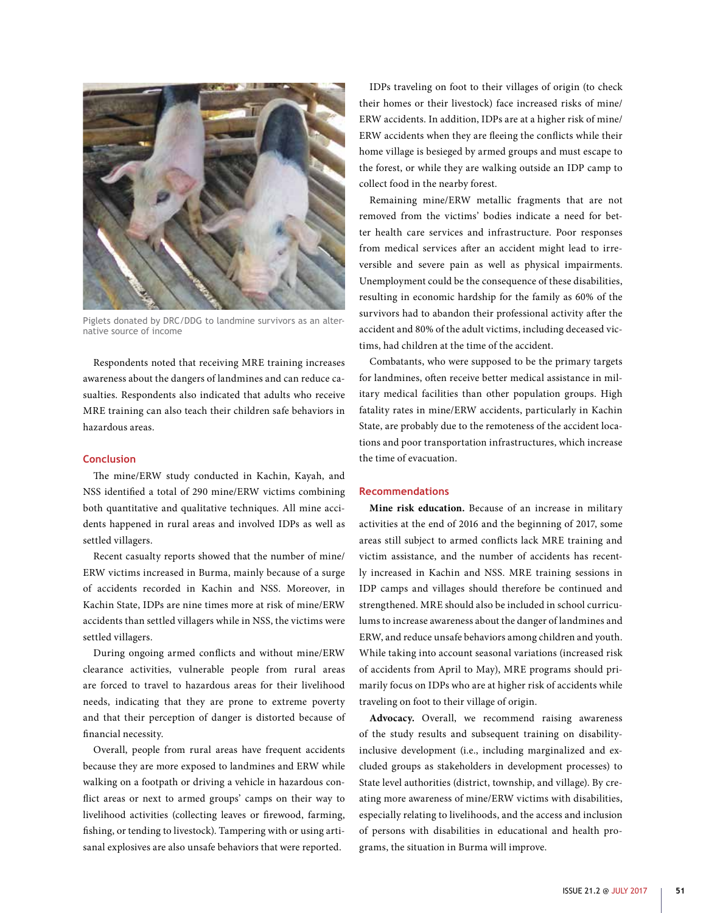Piglets donated by DRC/DDG to landmine survivors as an alternative source of income

Respondents noted that receiving MRE training increases awareness about the dangers of landmines and can reduce casualties. Respondents also indicated that adults who receive MRE training can also teach their children safe behaviors in hazardous areas.

## Conclusion

The mine/ERW study conducted in Kachin, Kayah, and NSS identified a total of 290 mine/ERW victims combining both quantitative and qualitative techniques. All mine accidents happened in rural areas and involved IDPs as well as settled villagers.

Recent casualty reports showed that the number of mine/ERW victims increased in Burma, mainly because of a surge of accidents recorded in Kachin and NSS. Moreover, in Kachin State, IDPs are nine times more at risk of mine/ERW accidents than settled villagers while in NSS, the victims were settled villagers.

During ongoing armed conflicts and without mine/ERW clearance activities, vulnerable people from rural areas are forced to travel to hazardous areas for their livelihood needs, indicating that they are prone to extreme poverty and that their perception of danger is distorted because of financial necessity.

Overall, people from rural areas have frequent accidents because they are more exposed to landmines and ERW while walking on a footpath or driving a vehicle in hazardous conflict areas or next to armed groups' camps on their way to livelihood activities (collecting leaves or firewood, farming, fishing, or tending to livestock). Tampering with or using artisanal explosives are also unsafe behaviors that were reported.

IDPs traveling on foot to their villages of origin (to check their homes or their livestock) face increased risks of mine/ERW accidents. In addition, IDPs are at a higher risk of mine/ERW accidents when they are fleeing the conflicts while their home village is besieged by armed groups and must escape to the forest, or while they are walking outside an IDP camp to collect food in the nearby forest.

Remaining mine/ERW metallic fragments that are not removed from the victims' bodies indicate a need for better health care services and infrastructure. Poor responses from medical services after an accident might lead to irreversible and severe pain as well as physical impairments. Unemployment could be the consequence of these disabilities, resulting in economic hardship for the family as 60% of the survivors had to abandon their professional activity after the accident and 80% of the adult victims, including deceased victims, had children at the time of the accident.

Combatants, who were supposed to be the primary targets for landmines, often receive better medical assistance in military medical facilities than other population groups. High fatality rates in mine/ERW accidents, particularly in Kachin State, are probably due to the remoteness of the accident locations and poor transportation infrastructures, which increase the time of evacuation.

## Recommendations

**Mine risk education.** Because of an increase in military activities at the end of 2016 and the beginning of 2017, some areas still subject to armed conflicts lack MRE training and victim assistance, and the number of accidents has recently increased in Kachin and NSS. MRE training sessions in IDP camps and villages should therefore be continued and strengthened. MRE should also be included in school curriculums to increase awareness about the danger of landmines and ERW, and reduce unsafe behaviors among children and youth. While taking into account seasonal variations (increased risk of accidents from April to May), MRE programs should primarily focus on IDPs who are at higher risk of accidents while traveling on foot to their village of origin.

**Advocacy.** Overall, we recommend raising awareness of the study results and subsequent training on disability-inclusive development (i.e., including marginalized and excluded groups as stakeholders in development processes) to State level authorities (district, township, and village). By creating more awareness of mine/ERW victims with disabilities, especially relating to livelihoods, and the access and inclusion of persons with disabilities in educational and health programs, the situation in Burma will improve.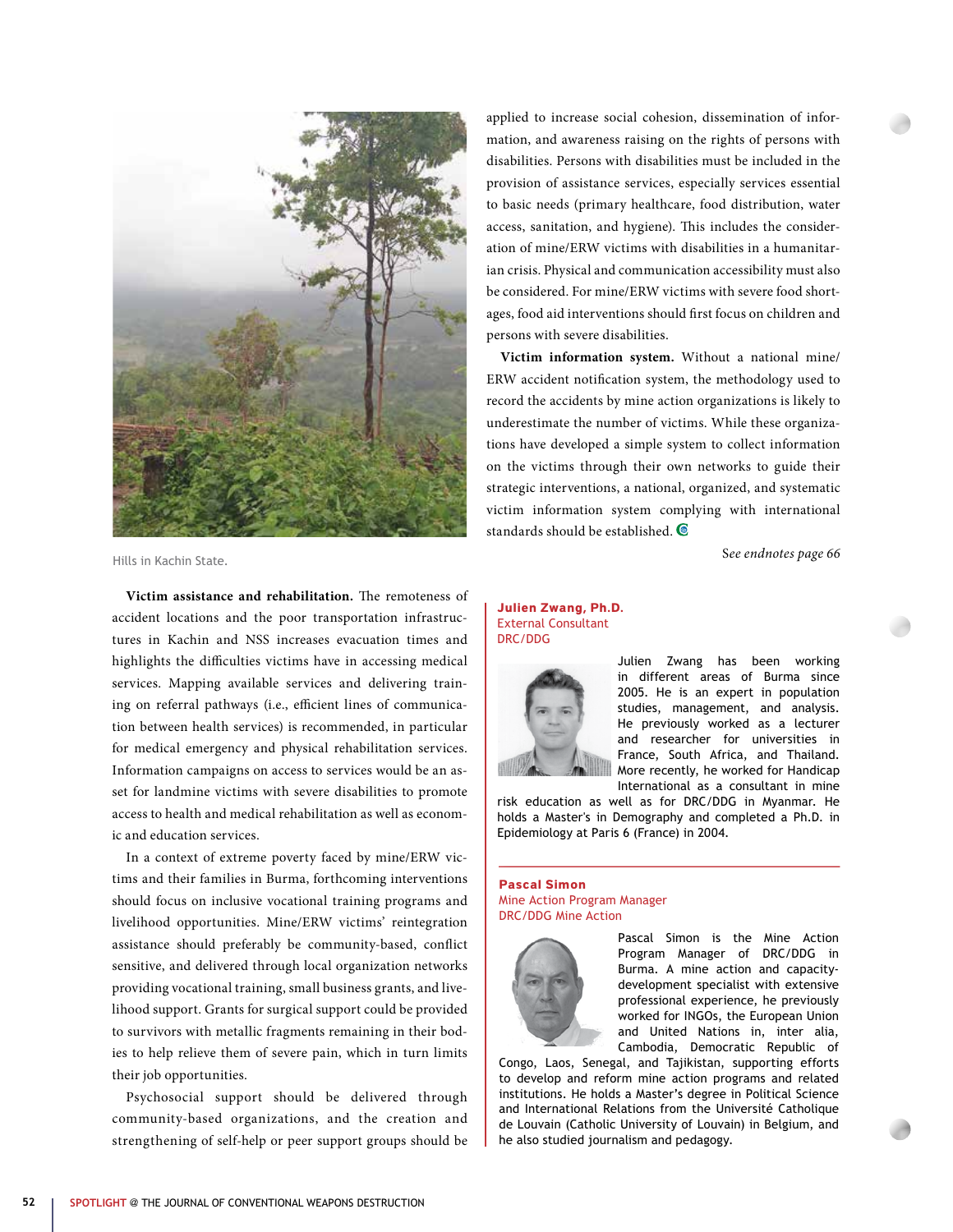Hills in Kachin State.

**Victim assistance and rehabilitation.** The remoteness of accident locations and the poor transportation infrastructures in Kachin and NSS increases evacuation times and highlights the difficulties victims have in accessing medical services. Mapping available services and delivering training on referral pathways (i.e., efficient lines of communication between health services) is recommended, in particular for medical emergency and physical rehabilitation services. Information campaigns on access to services would be an asset for landmine victims with severe disabilities to promote access to health and medical rehabilitation as well as economic and education services.

In a context of extreme poverty faced by mine/ERW victims and their families in Burma, forthcoming interventions should focus on inclusive vocational training programs and livelihood opportunities. Mine/ERW victims' reintegration assistance should preferably be community-based, conflict sensitive, and delivered through local organization networks providing vocational training, small business grants, and livelihood support. Grants for surgical support could be provided to survivors with metallic fragments remaining in their bodies to help relieve them of severe pain, which in turn limits their job opportunities.

Psychosocial support should be delivered through community-based organizations, and the creation and strengthening of self-help or peer support groups should be applied to increase social cohesion, dissemination of information, and awareness raising on the rights of persons with disabilities. Persons with disabilities must be included in the provision of assistance services, especially services essential to basic needs (primary healthcare, food distribution, water access, sanitation, and hygiene). This includes the consideration of mine/ERW victims with disabilities in a humanitarian crisis. Physical and communication accessibility must also be considered. For mine/ERW victims with severe food shortages, food aid interventions should first focus on children and persons with severe disabilities.

**Victim information system.** Without a national mine/ERW accident notification system, the methodology used to record the accidents by mine action organizations is likely to underestimate the number of victims. While these organizations have developed a simple system to collect information on the victims through their own networks to guide their strategic interventions, a national, organized, and systematic victim information system complying with international standards should be established.

*See endnotes page 66*

**Julien Zwang, Ph.D.**
External Consultant
DRC/DDG

Julien Zwang has been working in different areas of Burma since 2005. He is an expert in population studies, management, and analysis. He previously worked as a lecturer and researcher for universities in France, South Africa, and Thailand. More recently, he worked for Handicap International as a consultant in mine risk education as well as for DRC/DDG in Myanmar. He holds a Master's in Demography and completed a Ph.D. in Epidemiology at Paris 6 (France) in 2004.

**Pascal Simon**
Mine Action Program Manager
DRC/DDG Mine Action

Pascal Simon is the Mine Action Program Manager of DRC/DDG in Burma. A mine action and capacity-development specialist with extensive professional experience, he previously worked for INGOs, the European Union and United Nations in, inter alia, Cambodia, Democratic Republic of Congo, Laos, Senegal, and Tajikistan, supporting efforts to develop and reform mine action programs and related institutions. He holds a Master's degree in Political Science and International Relations from the Université Catholique de Louvain (Catholic University of Louvain) in Belgium, and he also studied journalism and pedagogy.